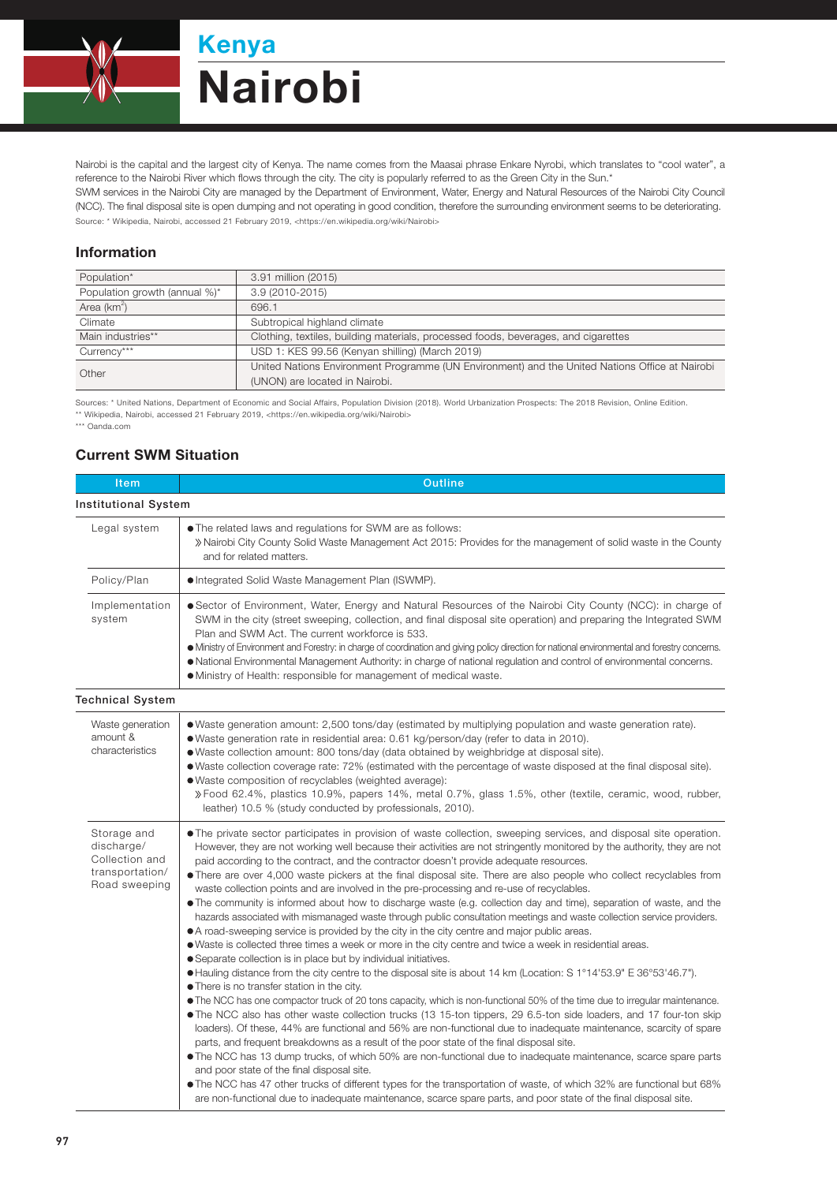# Kenya

# Nairobi

Nairobi is the capital and the largest city of Kenya. The name comes from the Maasai phrase Enkare Nyrobi, which translates to "cool water", a reference to the Nairobi River which flows through the city. The city is popularly referred to as the Green City in the Sun.*

SWM services in the Nairobi City are managed by the Department of Environment, Water, Energy and Natural Resources of the Nairobi City Council (NCC). The final disposal site is open dumping and not operating in good condition, therefore the surrounding environment seems to be deteriorating.

Source: * Wikipedia, Nairobi, accessed 21 February 2019, <https://en.wikipedia.org/wiki/Nairobi>

## Information

| | |
|---|---|
| Population* | 3.91 million (2015) |
| Population growth (annual %)* | 3.9 (2010-2015) |
| Area (km$^2$) | 696.1 |
| Climate | Subtropical highland climate |
| Main industries** | Clothing, textiles, building materials, processed foods, beverages, and cigarettes |
| Currency*** | USD 1: KES 99.56 (Kenyan shilling) (March 2019) |
| Other | United Nations Environment Programme (UN Environment) and the United Nations Office at Nairobi (UNON) are located in Nairobi. |

Sources: * United Nations, Department of Economic and Social Affairs, Population Division (2018). World Urbanization Prospects: The 2018 Revision, Online Edition.
** Wikipedia, Nairobi, accessed 21 February 2019, <https://en.wikipedia.org/wiki/Nairobi>
*** Oanda.com

## Current SWM Situation

| Item | Outline |
|---|---|
| **Institutional System** | |
| Legal system | ● The related laws and regulations for SWM are as follows:<br>》Nairobi City County Solid Waste Management Act 2015: Provides for the management of solid waste in the County and for related matters. |
| Policy/Plan | ● Integrated Solid Waste Management Plan (ISWMP). |
| Implementation system | ● Sector of Environment, Water, Energy and Natural Resources of the Nairobi City County (NCC): in charge of SWM in the city (street sweeping, collection, and final disposal site operation) and preparing the Integrated SWM Plan and SWM Act. The current workforce is 533.<br>● Ministry of Environment and Forestry: in charge of coordination and giving policy direction for national environmental and forestry concerns.<br>● National Environmental Management Authority: in charge of national regulation and control of environmental concerns.<br>● Ministry of Health: responsible for management of medical waste. |
| **Technical System** | |
| Waste generation amount & characteristics | ● Waste generation amount: 2,500 tons/day (estimated by multiplying population and waste generation rate).<br>● Waste generation rate in residential area: 0.61 kg/person/day (refer to data in 2010).<br>● Waste collection amount: 800 tons/day (data obtained by weighbridge at disposal site).<br>● Waste collection coverage rate: 72% (estimated with the percentage of waste disposed at the final disposal site).<br>● Waste composition of recyclables (weighted average):<br>》Food 62.4%, plastics 10.9%, papers 14%, metal 0.7%, glass 1.5%, other (textile, ceramic, wood, rubber, leather) 10.5 % (study conducted by professionals, 2010). |
| Storage and discharge/ Collection and transportation/ Road sweeping | ● The private sector participates in provision of waste collection, sweeping services, and disposal site operation. However, they are not working well because their activities are not stringently monitored by the authority, they are not paid according to the contract, and the contractor doesn't provide adequate resources.<br>● There are over 4,000 waste pickers at the final disposal site. There are also people who collect recyclables from waste collection points and are involved in the pre-processing and re-use of recyclables.<br>● The community is informed about how to discharge waste (e.g. collection day and time), separation of waste, and the hazards associated with mismanaged waste through public consultation meetings and waste collection service providers.<br>● A road-sweeping service is provided by the city in the city centre and major public areas.<br>● Waste is collected three times a week or more in the city centre and twice a week in residential areas.<br>● Separate collection is in place but by individual initiatives.<br>● Hauling distance from the city centre to the disposal site is about 14 km (Location: S 1°14'53.9" E 36°53'46.7").<br>● There is no transfer station in the city.<br>● The NCC has one compactor truck of 20 tons capacity, which is non-functional 50% of the time due to irregular maintenance.<br>● The NCC also has other waste collection trucks (13 15-ton tippers, 29 6.5-ton side loaders, and 17 four-ton skip loaders). Of these, 44% are functional and 56% are non-functional due to inadequate maintenance, scarcity of spare parts, and frequent breakdowns as a result of the poor state of the final disposal site.<br>● The NCC has 13 dump trucks, of which 50% are non-functional due to inadequate maintenance, scarce spare parts and poor state of the final disposal site.<br>● The NCC has 47 other trucks of different types for the transportation of waste, of which 32% are functional but 68% are non-functional due to inadequate maintenance, scarce spare parts, and poor state of the final disposal site. |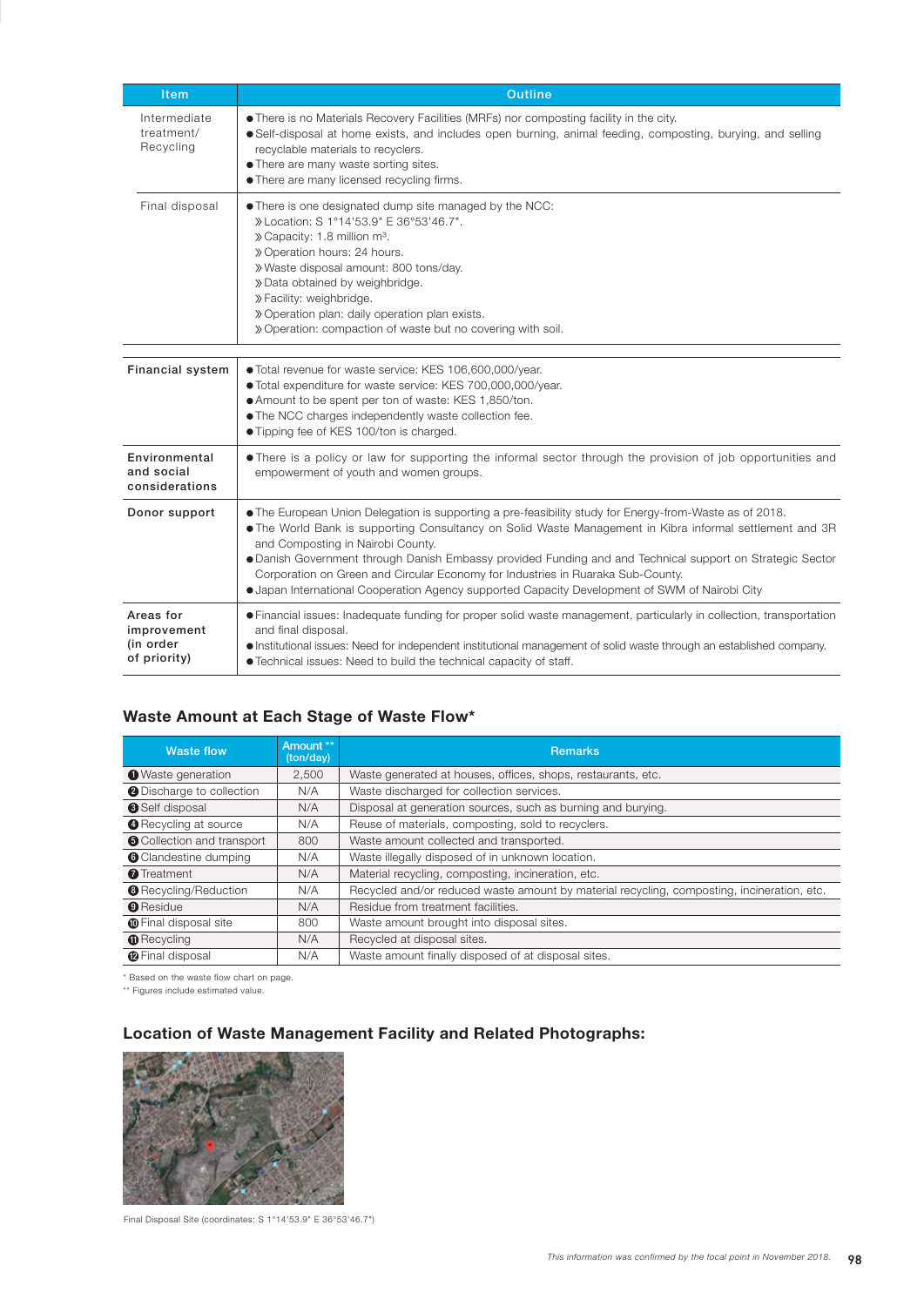| Item | Outline |
|---|---|
| Intermediate treatment/ Recycling | ● There is no Materials Recovery Facilities (MRFs) nor composting facility in the city.<br>● Self-disposal at home exists, and includes open burning, animal feeding, composting, burying, and selling recyclable materials to recyclers.<br>● There are many waste sorting sites.<br>● There are many licensed recycling firms. |
| Final disposal | ● There is one designated dump site managed by the NCC:<br>» Location: S 1°14'53.9" E 36°53'46.7".<br>» Capacity: 1.8 million m³.<br>» Operation hours: 24 hours.<br>» Waste disposal amount: 800 tons/day.<br>» Data obtained by weighbridge.<br>» Facility: weighbridge.<br>» Operation plan: daily operation plan exists.<br>» Operation: compaction of waste but no covering with soil. |
| **Financial system** | ● Total revenue for waste service: KES 106,600,000/year.<br>● Total expenditure for waste service: KES 700,000,000/year.<br>● Amount to be spent per ton of waste: KES 1,850/ton.<br>● The NCC charges independently waste collection fee.<br>● Tipping fee of KES 100/ton is charged. |
| **Environmental and social considerations** | ● There is a policy or law for supporting the informal sector through the provision of job opportunities and empowerment of youth and women groups. |
| **Donor support** | ● The European Union Delegation is supporting a pre-feasibility study for Energy-from-Waste as of 2018.<br>● The World Bank is supporting Consultancy on Solid Waste Management in Kibra informal settlement and 3R and Composting in Nairobi County.<br>● Danish Government through Danish Embassy provided Funding and and Technical support on Strategic Sector Corporation on Green and Circular Economy for Industries in Ruaraka Sub-County.<br>● Japan International Cooperation Agency supported Capacity Development of SWM of Nairobi City |
| **Areas for improvement (in order of priority)** | ● Financial issues: Inadequate funding for proper solid waste management, particularly in collection, transportation and final disposal.<br>● Institutional issues: Need for independent institutional management of solid waste through an established company.<br>● Technical issues: Need to build the technical capacity of staff. |

## Waste Amount at Each Stage of Waste Flow*

| Waste flow | Amount ** (ton/day) | Remarks |
|---|---|---|
| ❶ Waste generation | 2,500 | Waste generated at houses, offices, shops, restaurants, etc. |
| ❷ Discharge to collection | N/A | Waste discharged for collection services. |
| ❸ Self disposal | N/A | Disposal at generation sources, such as burning and burying. |
| ❹ Recycling at source | N/A | Reuse of materials, composting, sold to recyclers. |
| ❺ Collection and transport | 800 | Waste amount collected and transported. |
| ❻ Clandestine dumping | N/A | Waste illegally disposed of in unknown location. |
| ❼ Treatment | N/A | Material recycling, composting, incineration, etc. |
| ❽ Recycling/Reduction | N/A | Recycled and/or reduced waste amount by material recycling, composting, incineration, etc. |
| ❾ Residue | N/A | Residue from treatment facilities. |
| ❿ Final disposal site | 800 | Waste amount brought into disposal sites. |
| ⓫ Recycling | N/A | Recycled at disposal sites. |
| ⓬ Final disposal | N/A | Waste amount finally disposed of at disposal sites. |

\* Based on the waste flow chart on page.
\** Figures include estimated value.

## Location of Waste Management Facility and Related Photographs:

Final Disposal Site (coordinates: S 1°14'53.9" E 36°53'46.7")

*This information was confirmed by the focal point in November 2018.*